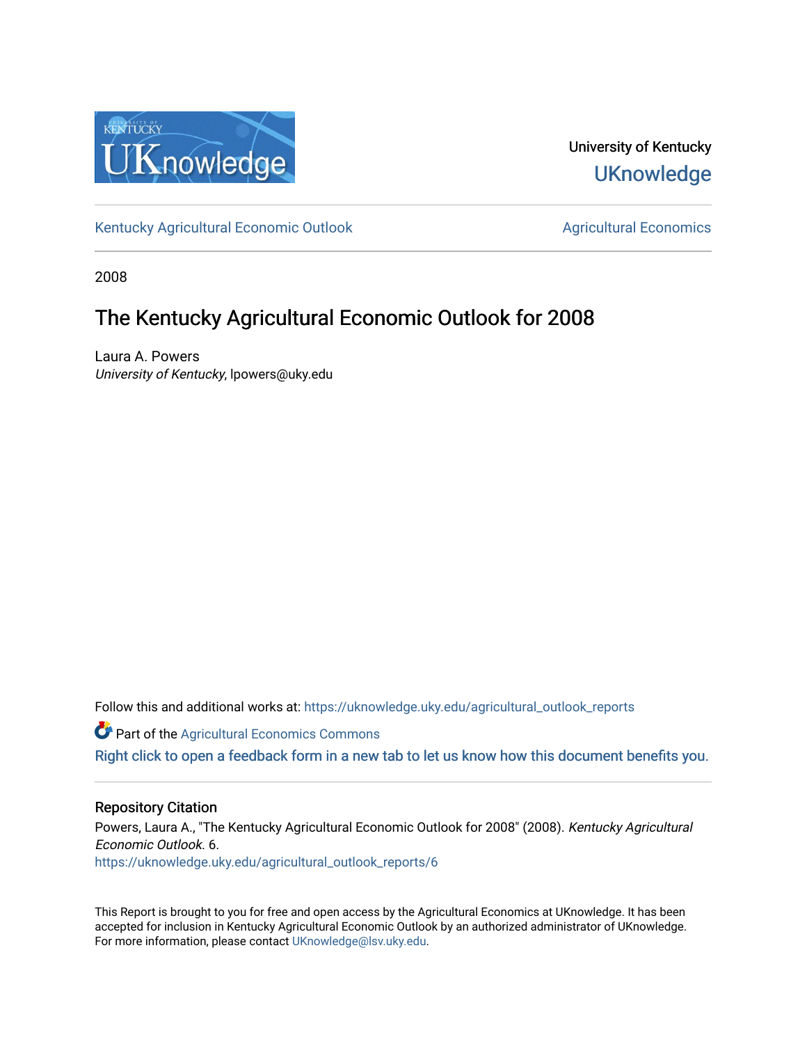University of Kentucky
UKnowledge

Kentucky Agricultural Economic Outlook | Agricultural Economics

2008

# The Kentucky Agricultural Economic Outlook for 2008

Laura A. Powers
*University of Kentucky*, lpowers@uky.edu

Follow this and additional works at: https://uknowledge.uky.edu/agricultural_outlook_reports

Part of the Agricultural Economics Commons

Right click to open a feedback form in a new tab to let us know how this document benefits you.

## Repository Citation

Powers, Laura A., "The Kentucky Agricultural Economic Outlook for 2008" (2008). *Kentucky Agricultural Economic Outlook*. 6.
https://uknowledge.uky.edu/agricultural_outlook_reports/6

This Report is brought to you for free and open access by the Agricultural Economics at UKnowledge. It has been accepted for inclusion in Kentucky Agricultural Economic Outlook by an authorized administrator of UKnowledge. For more information, please contact UKnowledge@lsv.uky.edu.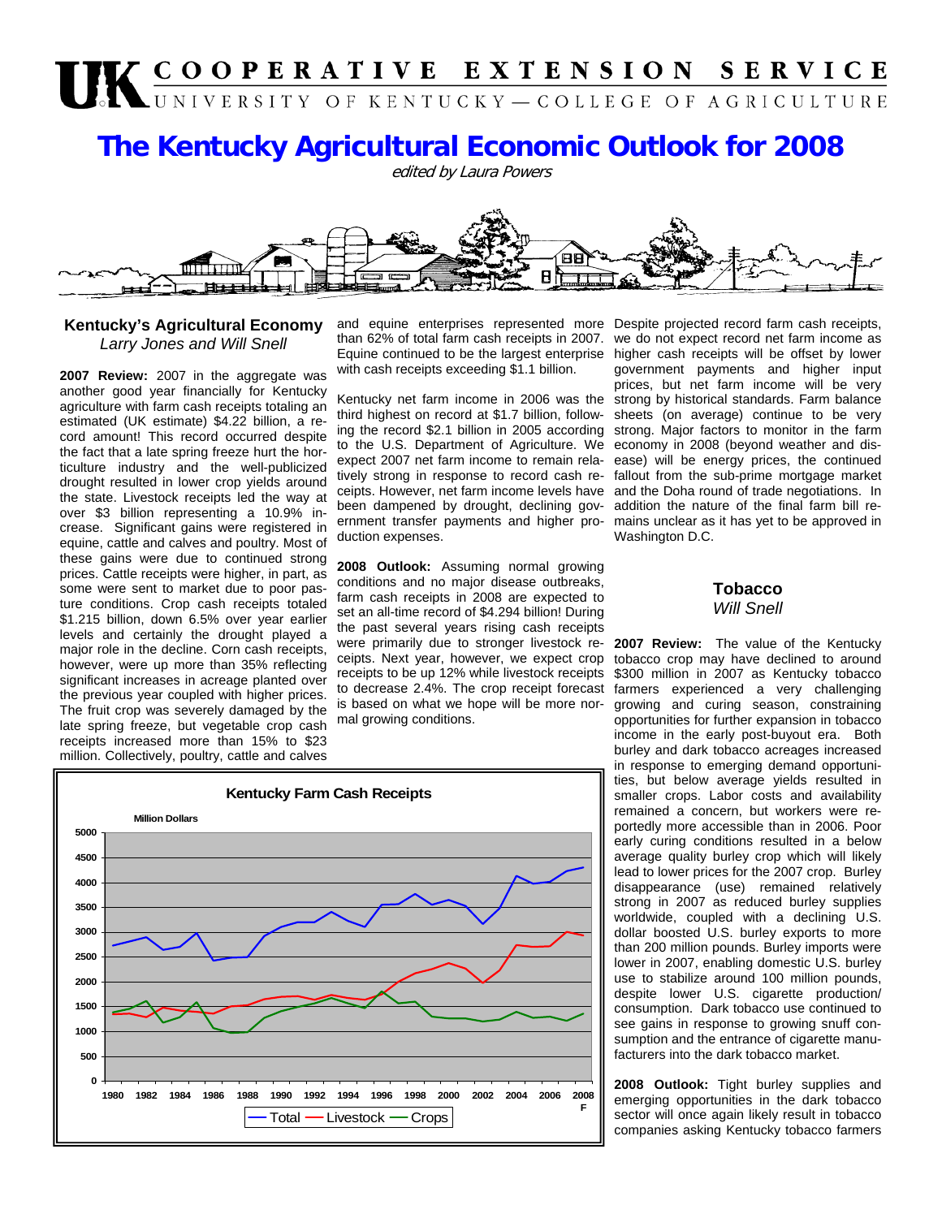# The Kentucky Agricultural Economic Outlook for 2008

*edited by Laura Powers*

## Kentucky's Agricultural Economy

*Larry Jones and Will Snell*

**2007 Review:** 2007 in the aggregate was another good year financially for Kentucky agriculture with farm cash receipts totaling an estimated (UK estimate) $4.22 billion, a record amount! This record occurred despite the fact that a late spring freeze hurt the horticulture industry and the well-publicized drought resulted in lower crop yields around the state. Livestock receipts led the way at over $3 billion representing a 10.9% increase. Significant gains were registered in equine, cattle and calves and poultry. Most of these gains were due to continued strong prices. Cattle receipts were higher, in part, as some were sent to market due to poor pasture conditions. Crop cash receipts totaled $1.215 billion, down 6.5% over year earlier levels and certainly the drought played a major role in the decline. Corn cash receipts, however, were up more than 35% reflecting significant increases in acreage planted over the previous year coupled with higher prices. The fruit crop was severely damaged by the late spring freeze, but vegetable crop cash receipts increased more than 15% to $23 million. Collectively, poultry, cattle and calves and equine enterprises represented more than 62% of total farm cash receipts in 2007. Equine continued to be the largest enterprise with cash receipts exceeding $1.1 billion.

Kentucky net farm income in 2006 was the third highest on record at $1.7 billion, following the record $2.1 billion in 2005 according to the U.S. Department of Agriculture. We expect 2007 net farm income to remain relatively strong in response to record cash receipts. However, net farm income levels have been dampened by drought, declining government transfer payments and higher production expenses.

**2008 Outlook:** Assuming normal growing conditions and no major disease outbreaks, farm cash receipts in 2008 are expected to set an all-time record of $4.294 billion! During the past several years rising cash receipts were primarily due to stronger livestock receipts. Next year, however, we expect crop receipts to be up 12% while livestock receipts to decrease 2.4%. The crop receipt forecast is based on what we hope will be more normal growing conditions.

Despite projected record farm cash receipts, we do not expect record net farm income as higher cash receipts will be offset by lower government payments and higher input prices, but net farm income will be very strong by historical standards. Farm balance sheets (on average) continue to be very strong. Major factors to monitor in the farm economy in 2008 (beyond weather and disease) will be energy prices, the continued fallout from the sub-prime mortgage market and the Doha round of trade negotiations. In addition the nature of the final farm bill remains unclear as it has yet to be approved in Washington D.C.

**Kentucky Farm Cash Receipts**

Million Dollars (1980–2008F; series: Total, Livestock, Crops)

## Tobacco

*Will Snell*

**2007 Review:** The value of the Kentucky tobacco crop may have declined to around $300 million in 2007 as Kentucky tobacco farmers experienced a very challenging growing and curing season, constraining opportunities for further expansion in tobacco income in the early post-buyout era. Both burley and dark tobacco acreages increased in response to emerging demand opportunities, but below average yields resulted in smaller crops. Labor costs and availability remained a concern, but workers were reportedly more accessible than in 2006. Poor early curing conditions resulted in a below average quality burley crop which will likely lead to lower prices for the 2007 crop. Burley disappearance (use) remained relatively strong in 2007 as reduced burley supplies worldwide, coupled with a declining U.S. dollar boosted U.S. burley exports to more than 200 million pounds. Burley imports were lower in 2007, enabling domestic U.S. burley use to stabilize around 100 million pounds, despite lower U.S. cigarette production/consumption. Dark tobacco use continued to see gains in response to growing snuff consumption and the entrance of cigarette manufacturers into the dark tobacco market.

**2008 Outlook:** Tight burley supplies and emerging opportunities in the dark tobacco sector will once again likely result in tobacco companies asking Kentucky tobacco farmers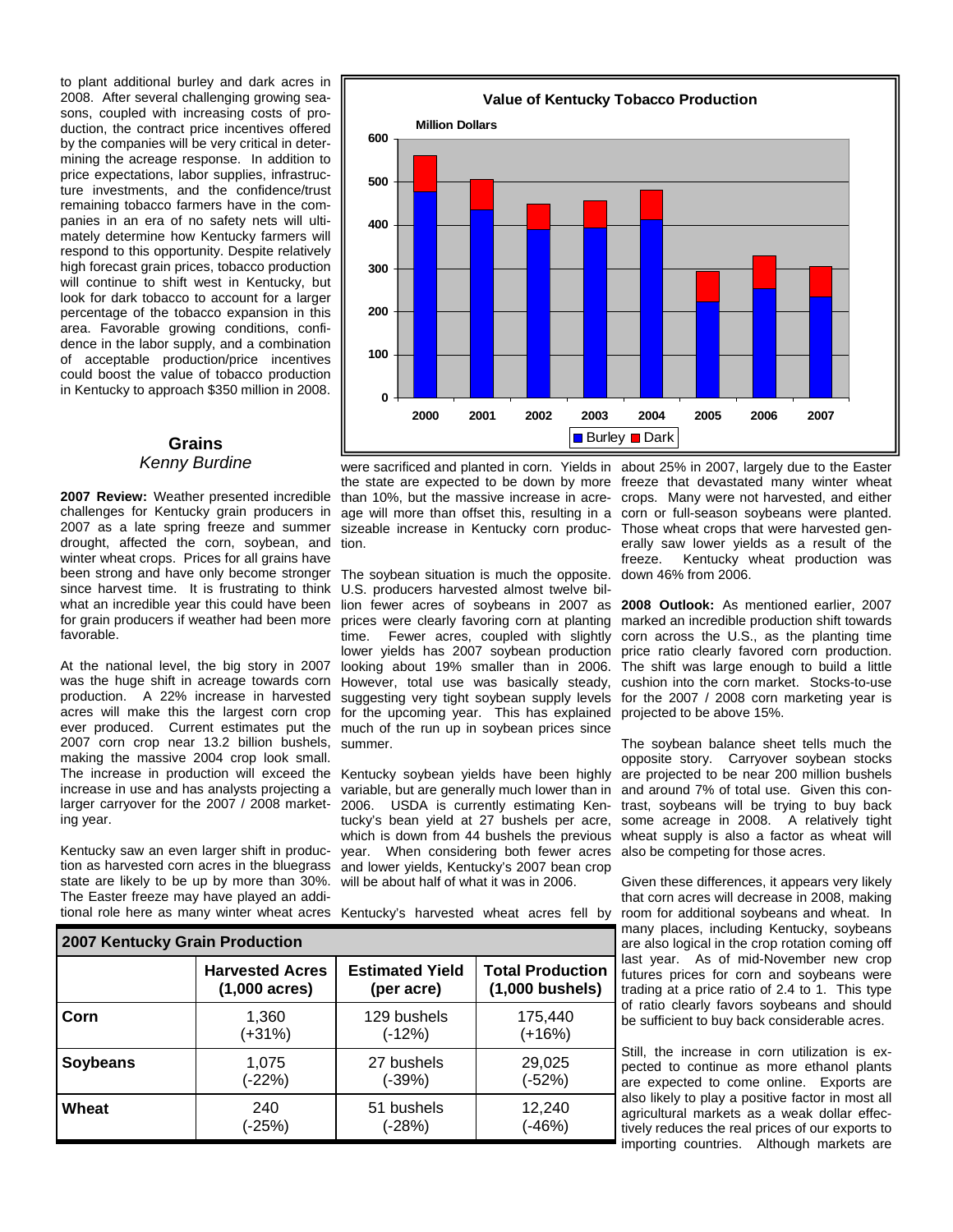to plant additional burley and dark acres in 2008. After several challenging growing seasons, coupled with increasing costs of production, the contract price incentives offered by the companies will be very critical in determining the acreage response. In addition to price expectations, labor supplies, infrastructure investments, and the confidence/trust remaining tobacco farmers have in the companies in an era of no safety nets will ultimately determine how Kentucky farmers will respond to this opportunity. Despite relatively high forecast grain prices, tobacco production will continue to shift west in Kentucky, but look for dark tobacco to account for a larger percentage of the tobacco expansion in this area. Favorable growing conditions, confidence in the labor supply, and a combination of acceptable production/price incentives could boost the value of tobacco production in Kentucky to approach $350 million in 2008.

**Value of Kentucky Tobacco Production**

Million Dollars

(Chart: stacked bars of Burley and Dark tobacco value, 2000–2007)

## Grains

*Kenny Burdine*

**2007 Review:** Weather presented incredible challenges for Kentucky grain producers in 2007 as a late spring freeze and summer drought, affected the corn, soybean, and winter wheat crops. Prices for all grains have been strong and have only become stronger since harvest time. It is frustrating to think what an incredible year this could have been for grain producers if weather had been more favorable.

At the national level, the big story in 2007 was the huge shift in acreage towards corn production. A 22% increase in harvested acres will make this the largest corn crop ever produced. Current estimates put the 2007 corn crop near 13.2 billion bushels, making the massive 2004 crop look small. The increase in production will exceed the increase in use and has analysts projecting a larger carryover for the 2007 / 2008 marketing year.

Kentucky saw an even larger shift in production as harvested corn acres in the bluegrass state are likely to be up by more than 30%. The Easter freeze may have played an additional role here as many winter wheat acres were sacrificed and planted in corn. Yields in the state are expected to be down by more than 10%, but the massive increase in acreage will more than offset this, resulting in a sizeable increase in Kentucky corn production.

The soybean situation is much the opposite. U.S. producers harvested almost twelve billion fewer acres of soybeans in 2007 as prices were clearly favoring corn at planting time. Fewer acres, coupled with slightly lower yields has 2007 soybean production looking about 19% smaller than in 2006. However, total use was basically steady, suggesting very tight soybean supply levels for the upcoming year. This has explained much of the run up in soybean prices since summer.

Kentucky soybean yields have been highly variable, but are generally much lower than in 2006. USDA is currently estimating Kentucky's bean yield at 27 bushels per acre, which is down from 44 bushels the previous year. When considering both fewer acres and lower yields, Kentucky's 2007 bean crop will be about half of what it was in 2006.

Kentucky's harvested wheat acres fell by about 25% in 2007, largely due to the Easter freeze that devastated many winter wheat crops. Many were not harvested, and either corn or full-season soybeans were planted. Those wheat crops that were harvested generally saw lower yields as a result of the freeze. Kentucky wheat production was down 46% from 2006.

| 2007 Kentucky Grain Production | | | |
|---|---|---|---|
| | Harvested Acres (1,000 acres) | Estimated Yield (per acre) | Total Production (1,000 bushels) |
| Corn | 1,360 (+31%) | 129 bushels (-12%) | 175,440 (+16%) |
| Soybeans | 1,075 (-22%) | 27 bushels (-39%) | 29,025 (-52%) |
| Wheat | 240 (-25%) | 51 bushels (-28%) | 12,240 (-46%) |

**2008 Outlook:** As mentioned earlier, 2007 marked an incredible production shift towards corn across the U.S., as the planting time price ratio clearly favored corn production. The shift was large enough to build a little cushion into the corn market. Stocks-to-use for the 2007 / 2008 corn marketing year is projected to be above 15%.

The soybean balance sheet tells much the opposite story. Carryover soybean stocks are projected to be near 200 million bushels and around 7% of total use. Given this contrast, soybeans will be trying to buy back some acreage in 2008. A relatively tight wheat supply is also a factor as wheat will also be competing for those acres.

Given these differences, it appears very likely that corn acres will decrease in 2008, making room for additional soybeans and wheat. In many places, including Kentucky, soybeans are also logical in the crop rotation coming off last year. As of mid-November new crop futures prices for corn and soybeans were trading at a price ratio of 2.4 to 1. This type of ratio clearly favors soybeans and should be sufficient to buy back considerable acres.

Still, the increase in corn utilization is expected to continue as more ethanol plants are expected to come online. Exports are also likely to play a positive factor in most all agricultural markets as a weak dollar effectively reduces the real prices of our exports to importing countries. Although markets are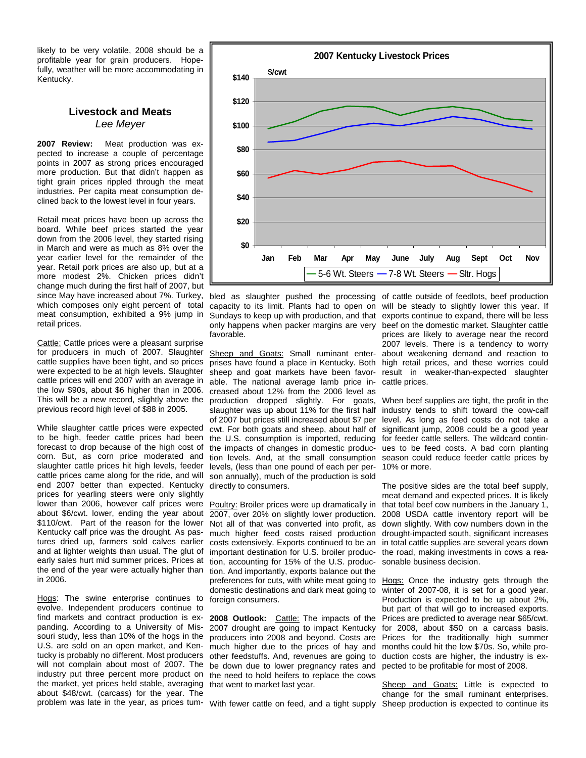likely to be very volatile, 2008 should be a profitable year for grain producers. Hopefully, weather will be more accommodating in Kentucky.

## Livestock and Meats

*Lee Meyer*

**2007 Review:** Meat production was expected to increase a couple of percentage points in 2007 as strong prices encouraged more production. But that didn't happen as tight grain prices rippled through the meat industries. Per capita meat consumption declined back to the lowest level in four years.

Retail meat prices have been up across the board. While beef prices started the year down from the 2006 level, they started rising in March and were as much as 8% over the year earlier level for the remainder of the year. Retail pork prices are also up, but at a more modest 2%. Chicken prices didn't change much during the first half of 2007, but since May have increased about 7%. Turkey, which composes only eight percent of total meat consumption, exhibited a 9% jump in retail prices.

Cattle: Cattle prices were a pleasant surprise for producers in much of 2007. Slaughter cattle supplies have been tight, and so prices were expected to be at high levels. Slaughter cattle prices will end 2007 with an average in the low $90s, about $6 higher than in 2006. This will be a new record, slightly above the previous record high level of $88 in 2005.

While slaughter cattle prices were expected to be high, feeder cattle prices had been forecast to drop because of the high cost of corn. But, as corn price moderated and slaughter cattle prices hit high levels, feeder cattle prices came along for the ride, and will end 2007 better than expected. Kentucky prices for yearling steers were only slightly lower than 2006, however calf prices were about $6/cwt. lower, ending the year about $110/cwt. Part of the reason for the lower Kentucky calf price was the drought. As pastures dried up, farmers sold calves earlier and at lighter weights than usual. The glut of early sales hurt mid summer prices. Prices at the end of the year were actually higher than in 2006.

Hogs: The swine enterprise continues to evolve. Independent producers continue to find markets and contract production is expanding. According to a University of Missouri study, less than 10% of the hogs in the U.S. are sold on an open market, and Kentucky is probably no different. Most producers will not complain about most of 2007. The industry put three percent more product on the market, yet prices held stable, averaging about $48/cwt. (carcass) for the year. The problem was late in the year, as prices tumbled as slaughter pushed the processing capacity to its limit. Plants had to open on Sundays to keep up with production, and that only happens when packer margins are very favorable.

**2007 Kentucky Livestock Prices**

| $/cwt | Jan | Feb | Mar | Apr | May | June | July | Aug | Sept | Oct | Nov |
|---|---|---|---|---|---|---|---|---|---|---|---|
| 5-6 Wt. Steers | 98 | 104 | 112 | 116 | 116 | 109 | 114 | 116 | 113 | 106 | 104 |
| 7-8 Wt. Steers | 86 | 88 | 93 | 99 | 102 | 100 | 104 | 108 | 105 | 100 | 97 |
| Sltr. Hogs | 57 | 63 | 60 | 63 | 70 | 71 | 66 | 66 | 58 | 52 | 45 |

Sheep and Goats: Small ruminant enterprises have found a place in Kentucky. Both sheep and goat markets have been favorable. The national average lamb price increased about 12% from the 2006 level as production dropped slightly. For goats, slaughter was up about 11% for the first half of 2007 but prices still increased about $7 per cwt. For both goats and sheep, about half of the U.S. consumption is imported, reducing the impacts of changes in domestic production levels. And, at the small consumption levels, (less than one pound of each per person annually), much of the production is sold directly to consumers.

Poultry: Broiler prices were up dramatically in 2007, over 20% on slightly lower production. Not all of that was converted into profit, as much higher feed costs raised production costs extensively. Exports continued to be an important destination for U.S. broiler production, accounting for 15% of the U.S. production. And importantly, exports balance out the preferences for cuts, with white meat going to domestic destinations and dark meat going to foreign consumers.

**2008 Outlook:** Cattle: The impacts of the 2007 drought are going to impact Kentucky producers into 2008 and beyond. Costs are much higher due to the prices of hay and other feedstuffs. And, revenues are going to be down due to lower pregnancy rates and the need to hold heifers to replace the cows that went to market last year.

With fewer cattle on feed, and a tight supply of cattle outside of feedlots, beef production will be steady to slightly lower this year. If exports continue to expand, there will be less beef on the domestic market. Slaughter cattle prices are likely to average near the record 2007 levels. There is a tendency to worry about weakening demand and reaction to high retail prices, and these worries could result in weaker-than-expected slaughter cattle prices.

When beef supplies are tight, the profit in the industry tends to shift toward the cow-calf level. As long as feed costs do not take a significant jump, 2008 could be a good year for feeder cattle sellers. The wildcard continues to be feed costs. A bad corn planting season could reduce feeder cattle prices by 10% or more.

The positive sides are the total beef supply, meat demand and expected prices. It is likely that total beef cow numbers in the January 1, 2008 USDA cattle inventory report will be down slightly. With cow numbers down in the drought-impacted south, significant increases in total cattle supplies are several years down the road, making investments in cows a reasonable business decision.

Hogs: Once the industry gets through the winter of 2007-08, it is set for a good year. Production is expected to be up about 2%, but part of that will go to increased exports. Prices are predicted to average near $65/cwt. for 2008, about $50 on a carcass basis. Prices for the traditionally high summer months could hit the low $70s. So, while production costs are higher, the industry is expected to be profitable for most of 2008.

Sheep and Goats: Little is expected to change for the small ruminant enterprises. Sheep production is expected to continue its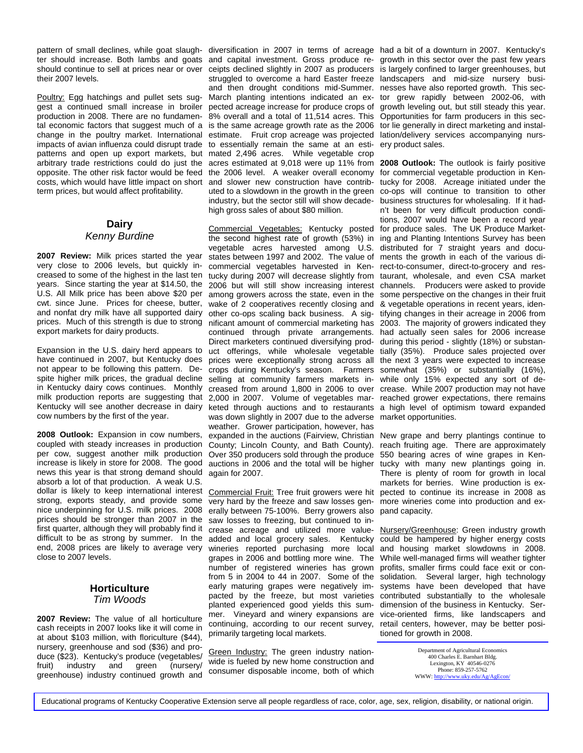pattern of small declines, while goat slaughter should increase. Both lambs and goats should continue to sell at prices near or over their 2007 levels.

Poultry: Egg hatchings and pullet sets suggest a continued small increase in broiler production in 2008. There are no fundamental economic factors that suggest much of a change in the poultry market. International impacts of avian influenza could disrupt trade patterns and open up export markets, but arbitrary trade restrictions could do just the opposite. The other risk factor would be feed costs, which would have little impact on short term prices, but would affect profitability.

## Dairy

*Kenny Burdine*

**2007 Review:** Milk prices started the year very close to 2006 levels, but quickly increased to some of the highest in the last ten years. Since starting the year at $14.50, the U.S. All Milk price has been above $20 per cwt. since June. Prices for cheese, butter, and nonfat dry milk have all supported dairy prices. Much of this strength is due to strong export markets for dairy products.

Expansion in the U.S. dairy herd appears to have continued in 2007, but Kentucky does not appear to be following this pattern. Despite higher milk prices, the gradual decline in Kentucky dairy cows continues. Monthly milk production reports are suggesting that Kentucky will see another decrease in dairy cow numbers by the first of the year.

**2008 Outlook:** Expansion in cow numbers, coupled with steady increases in production per cow, suggest another milk production increase is likely in store for 2008. The good news this year is that strong demand should absorb a lot of that production. A weak U.S. dollar is likely to keep international interest strong, exports steady, and provide some nice underpinning for U.S. milk prices. 2008 prices should be stronger than 2007 in the first quarter, although they will probably find it difficult to be as strong by summer. In the end, 2008 prices are likely to average very close to 2007 levels.

## Horticulture

*Tim Woods*

**2007 Review:** The value of all horticulture cash receipts in 2007 looks like it will come in at about $103 million, with floriculture ($44), nursery, greenhouse and sod ($36) and produce ($23). Kentucky's produce (vegetables/ fruit) industry and green (nursery/ greenhouse) industry continued growth and diversification in 2007 in terms of acreage and capital investment. Gross produce receipts declined slightly in 2007 as producers struggled to overcome a hard Easter freeze and then drought conditions mid-Summer. March planting intentions indicated an expected acreage increase for produce crops of 8% overall and a total of 11,514 acres. This is the same acreage growth rate as the 2006 estimate. Fruit crop acreage was projected to essentially remain the same at an estimated 2,496 acres. While vegetable crop acres estimated at 9,018 were up 11% from the 2006 level. A weaker overall economy and slower new construction have contributed to a slowdown in the growth in the green industry, but the sector still will show decade-high gross sales of about $80 million.

Commercial Vegetables: Kentucky posted the second highest rate of growth (53%) in vegetable acres harvested among U.S. states between 1997 and 2002. The value of commercial vegetables harvested in Kentucky during 2007 will decrease slightly from 2006 but will still show increasing interest among growers across the state, even in the wake of 2 cooperatives recently closing and other co-ops scaling back business. A significant amount of commercial marketing has continued through private arrangements. Direct marketers continued diversifying product offerings, while wholesale vegetable prices were exceptionally strong across all crops during Kentucky's season. Farmers selling at community farmers markets increased from around 1,800 in 2006 to over 2,000 in 2007. Volume of vegetables marketed through auctions and to restaurants was down slightly in 2007 due to the adverse weather. Grower participation, however, has expanded in the auctions (Fairview, Christian County; Lincoln County, and Bath County). Over 350 producers sold through the produce auctions in 2006 and the total will be higher again for 2007.

Commercial Fruit: Tree fruit growers were hit very hard by the freeze and saw losses generally between 75-100%. Berry growers also saw losses to freezing, but continued to increase acreage and utilized more value-added and local grocery sales. Kentucky wineries reported purchasing more local grapes in 2006 and bottling more wine. The number of registered wineries has grown from 5 in 2004 to 44 in 2007. Some of the early maturing grapes were negatively impacted by the freeze, but most varieties planted experienced good yields this summer. Vineyard and winery expansions are continuing, according to our recent survey, primarily targeting local markets.

Green Industry: The green industry nationwide is fueled by new home construction and consumer disposable income, both of which had a bit of a downturn in 2007. Kentucky's growth in this sector over the past few years is largely confined to larger greenhouses, but landscapers and mid-size nursery businesses have also reported growth. This sector grew rapidly between 2002-06, with growth leveling out, but still steady this year. Opportunities for farm producers in this sector lie generally in direct marketing and installation/delivery services accompanying nursery product sales.

**2008 Outlook:** The outlook is fairly positive for commercial vegetable production in Kentucky for 2008. Acreage initiated under the co-ops will continue to transition to other business structures for wholesaling. If it hadn't been for very difficult production conditions, 2007 would have been a record year for produce sales. The UK Produce Marketing and Planting Intentions Survey has been distributed for 7 straight years and documents the growth in each of the various direct-to-consumer, direct-to-grocery and restaurant, wholesale, and even CSA market channels. Producers were asked to provide some perspective on the changes in their fruit & vegetable operations in recent years, identifying changes in their acreage in 2006 from 2003. The majority of growers indicated they had actually seen sales for 2006 increase during this period - slightly (18%) or substantially (35%). Produce sales projected over the next 3 years were expected to increase somewhat (35%) or substantially (16%), while only 15% expected any sort of decrease. While 2007 production may not have reached grower expectations, there remains a high level of optimism toward expanded market opportunities.

New grape and berry plantings continue to reach fruiting age. There are approximately 550 bearing acres of wine grapes in Kentucky with many new plantings going in. There is plenty of room for growth in local markets for berries. Wine production is expected to continue its increase in 2008 as more wineries come into production and expand capacity.

Nursery/Greenhouse: Green industry growth could be hampered by higher energy costs and housing market slowdowns in 2008. While well-managed firms will weather tighter profits, smaller firms could face exit or consolidation. Several larger, high technology systems have been developed that have contributed substantially to the wholesale dimension of the business in Kentucky. Service-oriented firms, like landscapers and retail centers, however, may be better positioned for growth in 2008.

Department of Agricultural Economics
400 Charles E. Barnhart Bldg.
Lexington, KY 40546-0276
Phone: 859-257-5762
WWW: http://www.uky.edu/Ag/AgEcon/

Educational programs of Kentucky Cooperative Extension serve all people regardless of race, color, age, sex, religion, disability, or national origin.